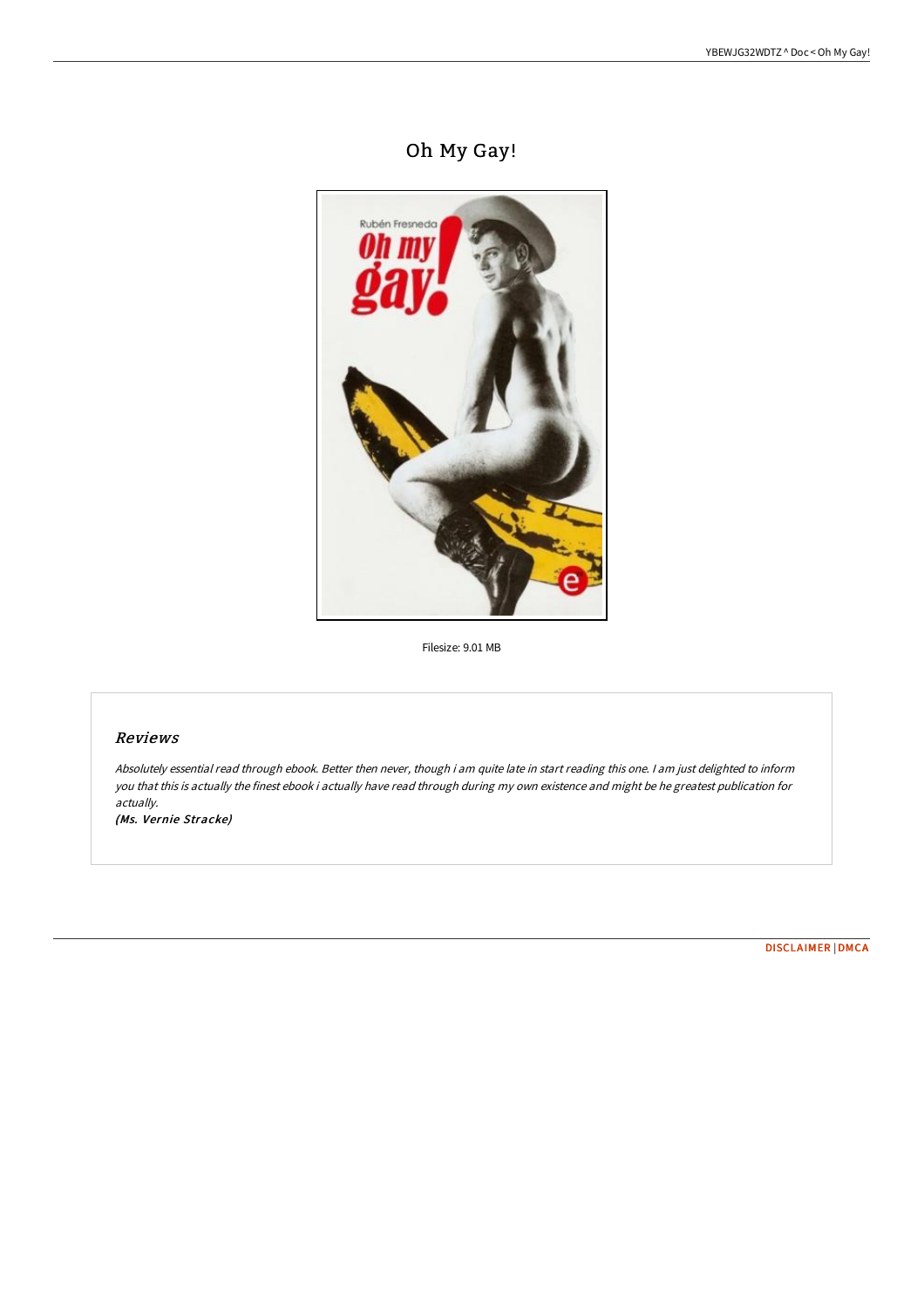# Oh My Gay!

Filesize: 9.01 MB

## *Reviews*

*Absolutely essential read through ebook. Better then never, though i am quite late in start reading this one. I am just delighted to inform you that this is actually the finest ebook i actually have read through during my own existence and might be he greatest publication for actually.*

*(Ms. Vernie Stracke)*

DISCLAIMER | DMCA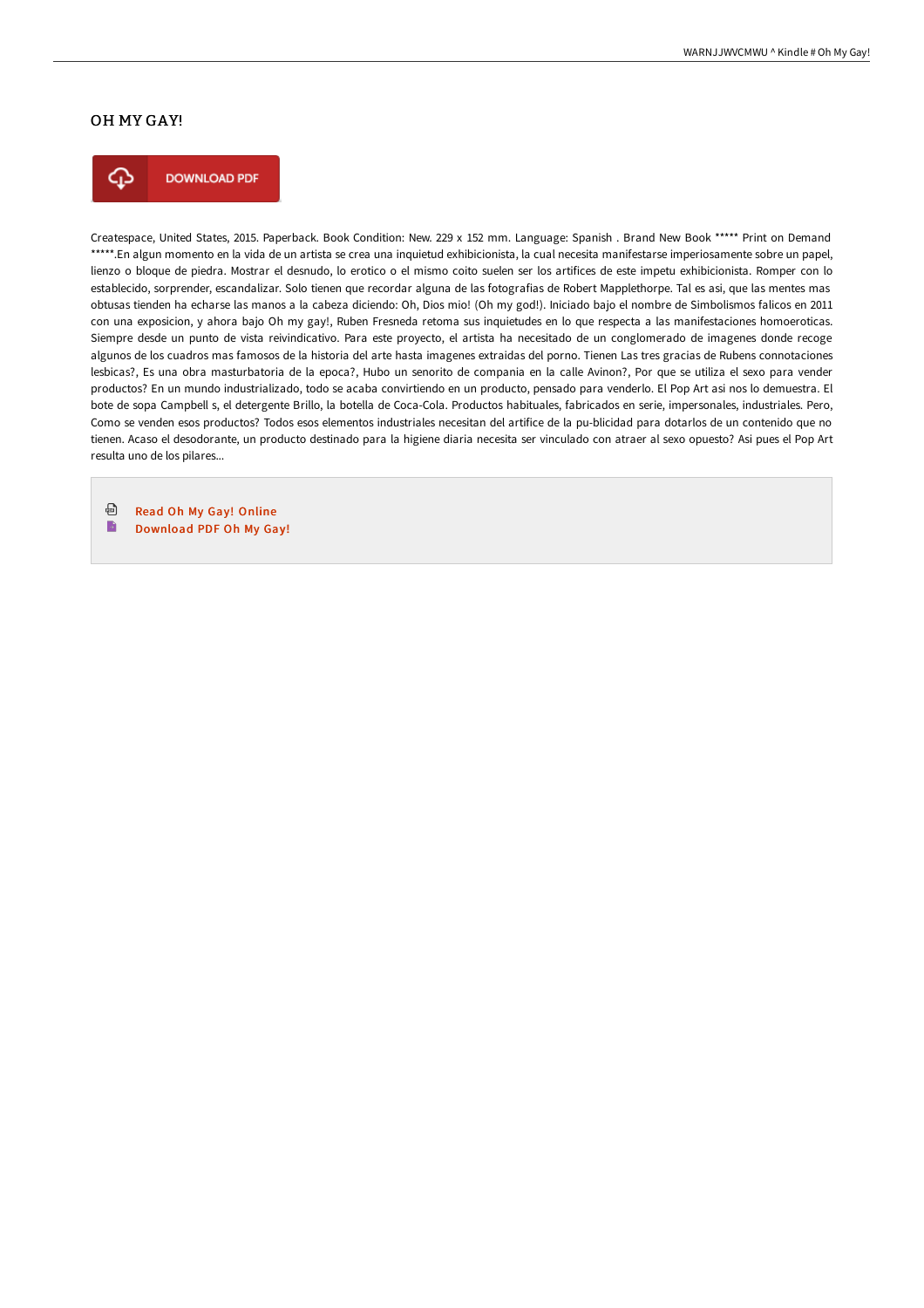# OH MY GAY!

DOWNLOAD PDF

Createspace, United States, 2015. Paperback. Book Condition: New. 229 x 152 mm. Language: Spanish . Brand New Book ***** Print on Demand *****.En algun momento en la vida de un artista se crea una inquietud exhibicionista, la cual necesita manifestarse imperiosamente sobre un papel, lienzo o bloque de piedra. Mostrar el desnudo, lo erotico o el mismo coito suelen ser los artifices de este impetu exhibicionista. Romper con lo establecido, sorprender, escandalizar. Solo tienen que recordar alguna de las fotografias de Robert Mapplethorpe. Tal es asi, que las mentes mas obtusas tienden ha echarse las manos a la cabeza diciendo: Oh, Dios mio! (Oh my god!). Iniciado bajo el nombre de Simbolismos falicos en 2011 con una exposicion, y ahora bajo Oh my gay!, Ruben Fresneda retoma sus inquietudes en lo que respecta a las manifestaciones homoeroticas. Siempre desde un punto de vista reivindicativo. Para este proyecto, el artista ha necesitado de un conglomerado de imagenes donde recoge algunos de los cuadros mas famosos de la historia del arte hasta imagenes extraidas del porno. Tienen Las tres gracias de Rubens connotaciones lesbicas?, Es una obra masturbatoria de la epoca?, Hubo un senorito de compania en la calle Avinon?, Por que se utiliza el sexo para vender productos? En un mundo industrializado, todo se acaba convirtiendo en un producto, pensado para venderlo. El Pop Art asi nos lo demuestra. El bote de sopa Campbell s, el detergente Brillo, la botella de Coca-Cola. Productos habituales, fabricados en serie, impersonales, industriales. Pero, Como se venden esos productos? Todos esos elementos industriales necesitan del artifice de la pu-blicidad para dotarlos de un contenido que no tienen. Acaso el desodorante, un producto destinado para la higiene diaria necesita ser vinculado con atraer al sexo opuesto? Asi pues el Pop Art resulta uno de los pilares...

- Read Oh My Gay! Online
- Download PDF Oh My Gay!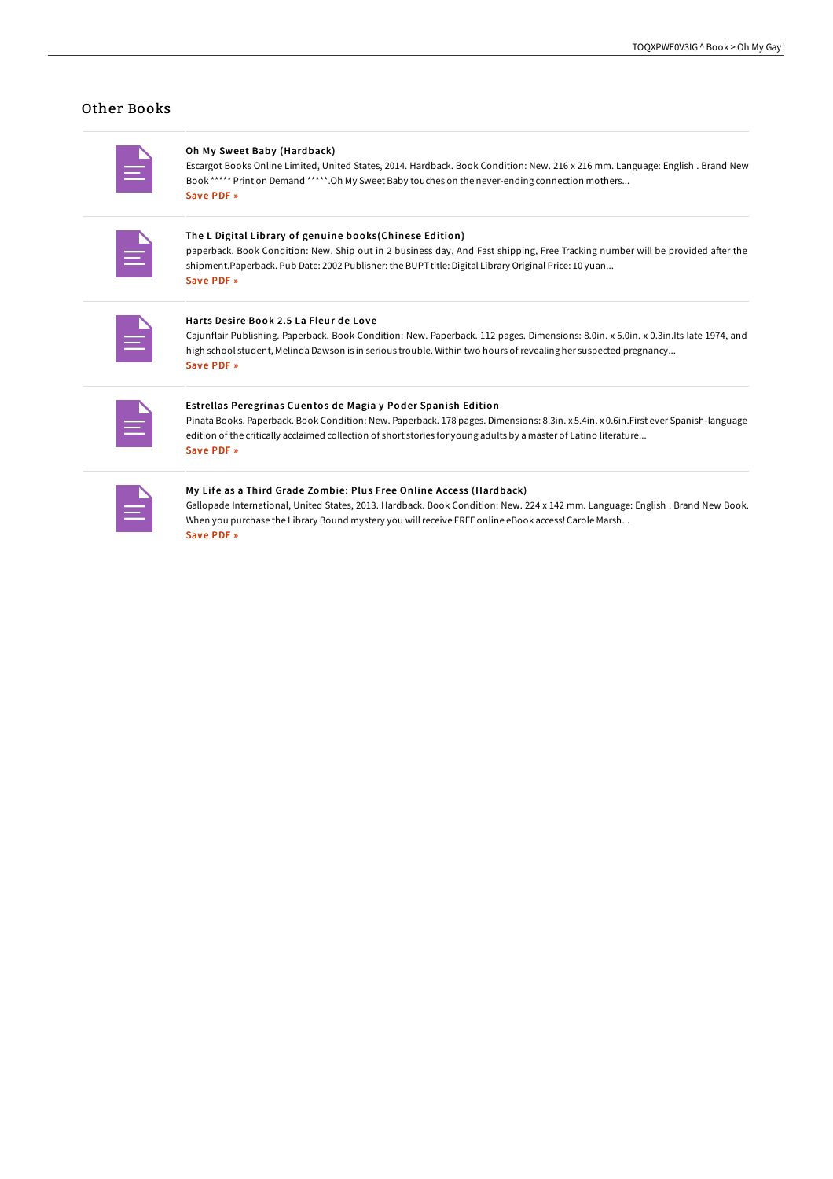## Other Books

### Oh My Sweet Baby (Hardback)

Escargot Books Online Limited, United States, 2014. Hardback. Book Condition: New. 216 x 216 mm. Language: English . Brand New Book ***** Print on Demand *****.Oh My Sweet Baby touches on the never-ending connection mothers...

Save PDF »

### The L Digital Library of genuine books(Chinese Edition)

paperback. Book Condition: New. Ship out in 2 business day, And Fast shipping, Free Tracking number will be provided after the shipment.Paperback. Pub Date: 2002 Publisher: the BUPT title: Digital Library Original Price: 10 yuan...

Save PDF »

### Harts Desire Book 2.5 La Fleur de Love

Cajunflair Publishing. Paperback. Book Condition: New. Paperback. 112 pages. Dimensions: 8.0in. x 5.0in. x 0.3in.Its late 1974, and high school student, Melinda Dawson is in serious trouble. Within two hours of revealing her suspected pregnancy...

Save PDF »

### Estrellas Peregrinas Cuentos de Magia y Poder Spanish Edition

Pinata Books. Paperback. Book Condition: New. Paperback. 178 pages. Dimensions: 8.3in. x 5.4in. x 0.6in.First ever Spanish-language edition of the critically acclaimed collection of short stories for young adults by a master of Latino literature...

Save PDF »

### My Life as a Third Grade Zombie: Plus Free Online Access (Hardback)

Gallopade International, United States, 2013. Hardback. Book Condition: New. 224 x 142 mm. Language: English . Brand New Book. When you purchase the Library Bound mystery you will receive FREE online eBook access! Carole Marsh...

Save PDF »